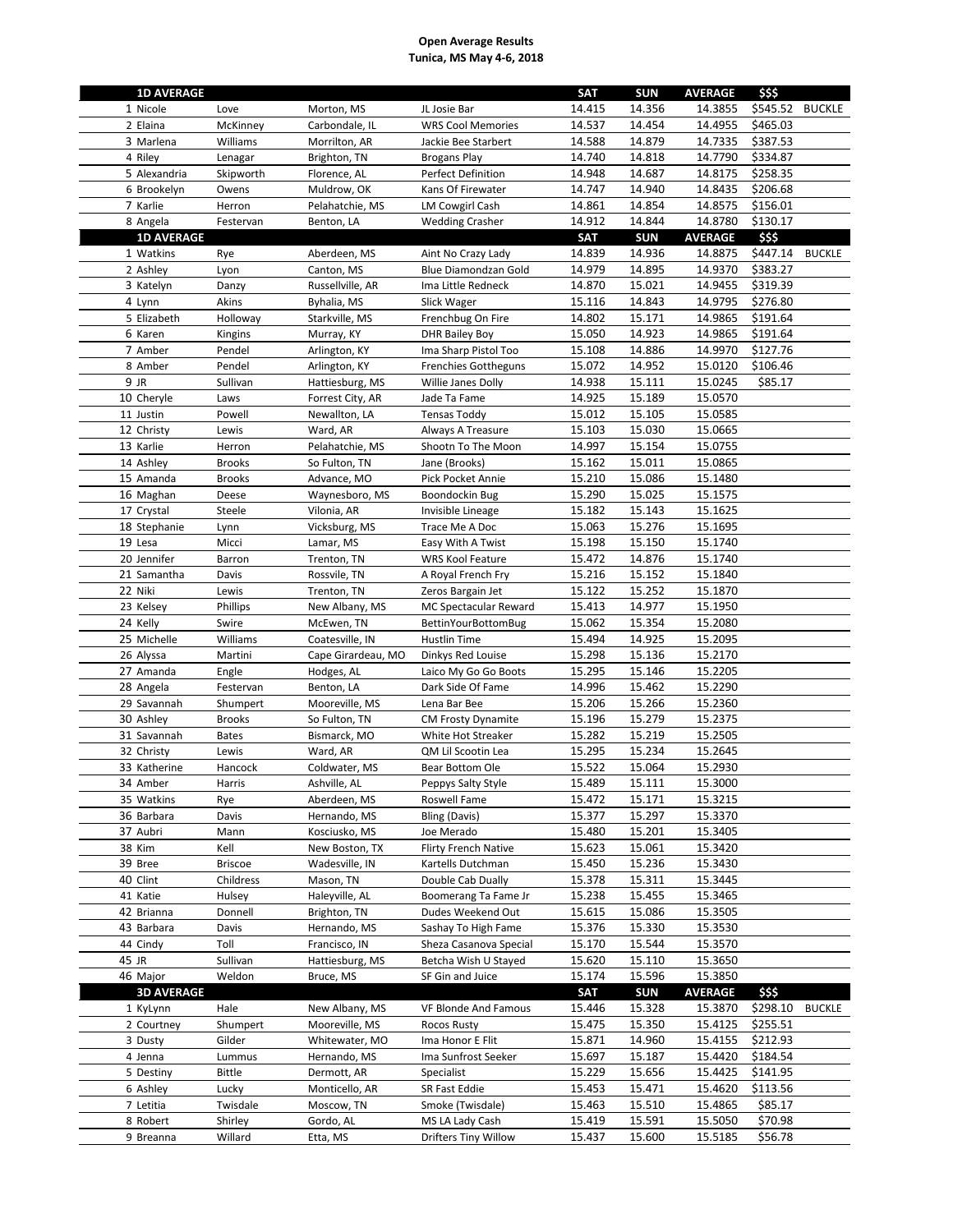**Open Average Results**
**Tunica, MS May 4-6, 2018**

| 1D AVERAGE | | | | | SAT | SUN | AVERAGE | $$$ | |
|---|---|---|---|---|---|---|---|---|---|
| 1 | Nicole | Love | Morton, MS | JL Josie Bar | 14.415 | 14.356 | 14.3855 | $545.52 | BUCKLE |
| 2 | Elaina | McKinney | Carbondale, IL | WRS Cool Memories | 14.537 | 14.454 | 14.4955 | $465.03 | |
| 3 | Marlena | Williams | Morrilton, AR | Jackie Bee Starbert | 14.588 | 14.879 | 14.7335 | $387.53 | |
| 4 | Riley | Lenagar | Brighton, TN | Brogans Play | 14.740 | 14.818 | 14.7790 | $334.87 | |
| 5 | Alexandria | Skipworth | Florence, AL | Perfect Definition | 14.948 | 14.687 | 14.8175 | $258.35 | |
| 6 | Brookelyn | Owens | Muldrow, OK | Kans Of Firewater | 14.747 | 14.940 | 14.8435 | $206.68 | |
| 7 | Karlie | Herron | Pelahatchie, MS | LM Cowgirl Cash | 14.861 | 14.854 | 14.8575 | $156.01 | |
| 8 | Angela | Festervan | Benton, LA | Wedding Crasher | 14.912 | 14.844 | 14.8780 | $130.17 | |

| 1D AVERAGE | | | | | SAT | SUN | AVERAGE | $$$ | |
|---|---|---|---|---|---|---|---|---|---|
| 1 | Watkins | Rye | Aberdeen, MS | Aint No Crazy Lady | 14.839 | 14.936 | 14.8875 | $447.14 | BUCKLE |
| 2 | Ashley | Lyon | Canton, MS | Blue Diamondzan Gold | 14.979 | 14.895 | 14.9370 | $383.27 | |
| 3 | Katelyn | Danzy | Russellville, AR | Ima Little Redneck | 14.870 | 15.021 | 14.9455 | $319.39 | |
| 4 | Lynn | Akins | Byhalia, MS | Slick Wager | 15.116 | 14.843 | 14.9795 | $276.80 | |
| 5 | Elizabeth | Holloway | Starkville, MS | Frenchbug On Fire | 14.802 | 15.171 | 14.9865 | $191.64 | |
| 6 | Karen | Kingins | Murray, KY | DHR Bailey Boy | 15.050 | 14.923 | 14.9865 | $191.64 | |
| 7 | Amber | Pendel | Arlington, KY | Ima Sharp Pistol Too | 15.108 | 14.886 | 14.9970 | $127.76 | |
| 8 | Amber | Pendel | Arlington, KY | Frenchies Gottheguns | 15.072 | 14.952 | 15.0120 | $106.46 | |
| 9 | JR | Sullivan | Hattiesburg, MS | Willie Janes Dolly | 14.938 | 15.111 | 15.0245 | $85.17 | |
| 10 | Cheryle | Laws | Forrest City, AR | Jade Ta Fame | 14.925 | 15.189 | 15.0570 | | |
| 11 | Justin | Powell | Newallton, LA | Tensas Toddy | 15.012 | 15.105 | 15.0585 | | |
| 12 | Christy | Lewis | Ward, AR | Always A Treasure | 15.103 | 15.030 | 15.0665 | | |
| 13 | Karlie | Herron | Pelahatchie, MS | Shootn To The Moon | 14.997 | 15.154 | 15.0755 | | |
| 14 | Ashley | Brooks | So Fulton, TN | Jane (Brooks) | 15.162 | 15.011 | 15.0865 | | |
| 15 | Amanda | Brooks | Advance, MO | Pick Pocket Annie | 15.210 | 15.086 | 15.1480 | | |
| 16 | Maghan | Deese | Waynesboro, MS | Boondockin Bug | 15.290 | 15.025 | 15.1575 | | |
| 17 | Crystal | Steele | Vilonia, AR | Invisible Lineage | 15.182 | 15.143 | 15.1625 | | |
| 18 | Stephanie | Lynn | Vicksburg, MS | Trace Me A Doc | 15.063 | 15.276 | 15.1695 | | |
| 19 | Lesa | Micci | Lamar, MS | Easy With A Twist | 15.198 | 15.150 | 15.1740 | | |
| 20 | Jennifer | Barron | Trenton, TN | WRS Kool Feature | 15.472 | 14.876 | 15.1740 | | |
| 21 | Samantha | Davis | Rossvile, TN | A Royal French Fry | 15.216 | 15.152 | 15.1840 | | |
| 22 | Niki | Lewis | Trenton, TN | Zeros Bargain Jet | 15.122 | 15.252 | 15.1870 | | |
| 23 | Kelsey | Phillips | New Albany, MS | MC Spectacular Reward | 15.413 | 14.977 | 15.1950 | | |
| 24 | Kelly | Swire | McEwen, TN | BettinYourBottomBug | 15.062 | 15.354 | 15.2080 | | |
| 25 | Michelle | Williams | Coatesville, IN | Hustlin Time | 15.494 | 14.925 | 15.2095 | | |
| 26 | Alyssa | Martini | Cape Girardeau, MO | Dinkys Red Louise | 15.298 | 15.136 | 15.2170 | | |
| 27 | Amanda | Engle | Hodges, AL | Laico My Go Go Boots | 15.295 | 15.146 | 15.2205 | | |
| 28 | Angela | Festervan | Benton, LA | Dark Side Of Fame | 14.996 | 15.462 | 15.2290 | | |
| 29 | Savannah | Shumpert | Mooreville, MS | Lena Bar Bee | 15.206 | 15.266 | 15.2360 | | |
| 30 | Ashley | Brooks | So Fulton, TN | CM Frosty Dynamite | 15.196 | 15.279 | 15.2375 | | |
| 31 | Savannah | Bates | Bismarck, MO | White Hot Streaker | 15.282 | 15.219 | 15.2505 | | |
| 32 | Christy | Lewis | Ward, AR | QM Lil Scootin Lea | 15.295 | 15.234 | 15.2645 | | |
| 33 | Katherine | Hancock | Coldwater, MS | Bear Bottom Ole | 15.522 | 15.064 | 15.2930 | | |
| 34 | Amber | Harris | Ashville, AL | Peppys Salty Style | 15.489 | 15.111 | 15.3000 | | |
| 35 | Watkins | Rye | Aberdeen, MS | Roswell Fame | 15.472 | 15.171 | 15.3215 | | |
| 36 | Barbara | Davis | Hernando, MS | Bling (Davis) | 15.377 | 15.297 | 15.3370 | | |
| 37 | Aubri | Mann | Kosciusko, MS | Joe Merado | 15.480 | 15.201 | 15.3405 | | |
| 38 | Kim | Kell | New Boston, TX | Flirty French Native | 15.623 | 15.061 | 15.3420 | | |
| 39 | Bree | Briscoe | Wadesville, IN | Kartells Dutchman | 15.450 | 15.236 | 15.3430 | | |
| 40 | Clint | Childress | Mason, TN | Double Cab Dually | 15.378 | 15.311 | 15.3445 | | |
| 41 | Katie | Hulsey | Haleyville, AL | Boomerang Ta Fame Jr | 15.238 | 15.455 | 15.3465 | | |
| 42 | Brianna | Donnell | Brighton, TN | Dudes Weekend Out | 15.615 | 15.086 | 15.3505 | | |
| 43 | Barbara | Davis | Hernando, MS | Sashay To High Fame | 15.376 | 15.330 | 15.3530 | | |
| 44 | Cindy | Toll | Francisco, IN | Sheza Casanova Special | 15.170 | 15.544 | 15.3570 | | |
| 45 | JR | Sullivan | Hattiesburg, MS | Betcha Wish U Stayed | 15.620 | 15.110 | 15.3650 | | |
| 46 | Major | Weldon | Bruce, MS | SF Gin and Juice | 15.174 | 15.596 | 15.3850 | | |

| 3D AVERAGE | | | | | SAT | SUN | AVERAGE | $$$ | |
|---|---|---|---|---|---|---|---|---|---|
| 1 | KyLynn | Hale | New Albany, MS | VF Blonde And Famous | 15.446 | 15.328 | 15.3870 | $298.10 | BUCKLE |
| 2 | Courtney | Shumpert | Mooreville, MS | Rocos Rusty | 15.475 | 15.350 | 15.4125 | $255.51 | |
| 3 | Dusty | Gilder | Whitewater, MO | Ima Honor E Flit | 15.871 | 14.960 | 15.4155 | $212.93 | |
| 4 | Jenna | Lummus | Hernando, MS | Ima Sunfrost Seeker | 15.697 | 15.187 | 15.4420 | $184.54 | |
| 5 | Destiny | Bittle | Dermott, AR | Specialist | 15.229 | 15.656 | 15.4425 | $141.95 | |
| 6 | Ashley | Lucky | Monticello, AR | SR Fast Eddie | 15.453 | 15.471 | 15.4620 | $113.56 | |
| 7 | Letitia | Twisdale | Moscow, TN | Smoke (Twisdale) | 15.463 | 15.510 | 15.4865 | $85.17 | |
| 8 | Robert | Shirley | Gordo, AL | MS LA Lady Cash | 15.419 | 15.591 | 15.5050 | $70.98 | |
| 9 | Breanna | Willard | Etta, MS | Drifters Tiny Willow | 15.437 | 15.600 | 15.5185 | $56.78 | |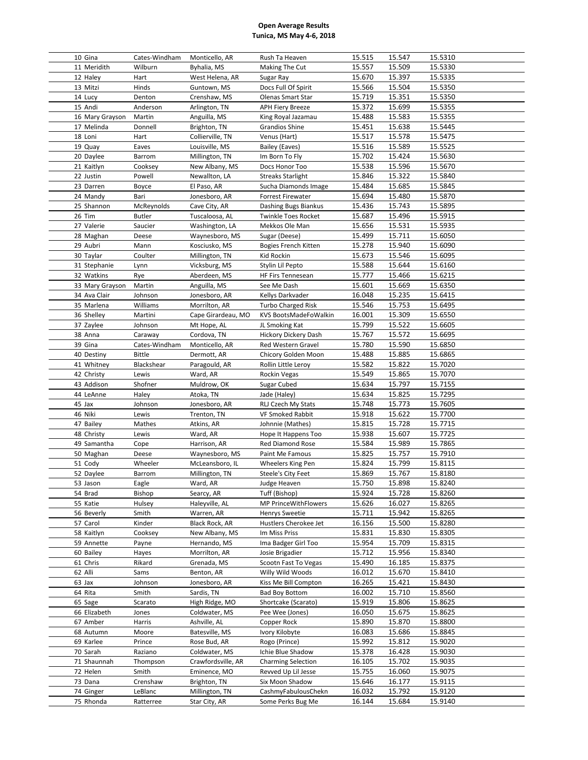**Open Average Results**
**Tunica, MS May 4-6, 2018**

| | | | | | | |
|---|---|---|---|---|---|---|
| 10 Gina | Cates-Windham | Monticello, AR | Rush Ta Heaven | 15.515 | 15.547 | 15.5310 |
| 11 Meridith | Wilburn | Byhalia, MS | Making The Cut | 15.557 | 15.509 | 15.5330 |
| 12 Haley | Hart | West Helena, AR | Sugar Ray | 15.670 | 15.397 | 15.5335 |
| 13 Mitzi | Hinds | Guntown, MS | Docs Full Of Spirit | 15.566 | 15.504 | 15.5350 |
| 14 Lucy | Denton | Crenshaw, MS | Olenas Smart Star | 15.719 | 15.351 | 15.5350 |
| 15 Andi | Anderson | Arlington, TN | APH Fiery Breeze | 15.372 | 15.699 | 15.5355 |
| 16 Mary Grayson | Martin | Anguilla, MS | King Royal Jazamau | 15.488 | 15.583 | 15.5355 |
| 17 Melinda | Donnell | Brighton, TN | Grandios Shine | 15.451 | 15.638 | 15.5445 |
| 18 Loni | Hart | Collierville, TN | Venus (Hart) | 15.517 | 15.578 | 15.5475 |
| 19 Quay | Eaves | Louisville, MS | Bailey (Eaves) | 15.516 | 15.589 | 15.5525 |
| 20 Daylee | Barrom | Millington, TN | Im Born To Fly | 15.702 | 15.424 | 15.5630 |
| 21 Kaitlyn | Cooksey | New Albany, MS | Docs Honor Too | 15.538 | 15.596 | 15.5670 |
| 22 Justin | Powell | Newallton, LA | Streaks Starlight | 15.846 | 15.322 | 15.5840 |
| 23 Darren | Boyce | El Paso, AR | Sucha Diamonds Image | 15.484 | 15.685 | 15.5845 |
| 24 Mandy | Bari | Jonesboro, AR | Forrest Firewater | 15.694 | 15.480 | 15.5870 |
| 25 Shannon | McReynolds | Cave City, AR | Dashing Bugs Biankus | 15.436 | 15.743 | 15.5895 |
| 26 Tim | Butler | Tuscaloosa, AL | Twinkle Toes Rocket | 15.687 | 15.496 | 15.5915 |
| 27 Valerie | Saucier | Washington, LA | Mekkos Ole Man | 15.656 | 15.531 | 15.5935 |
| 28 Maghan | Deese | Waynesboro, MS | Sugar (Deese) | 15.499 | 15.711 | 15.6050 |
| 29 Aubri | Mann | Kosciusko, MS | Bogies French Kitten | 15.278 | 15.940 | 15.6090 |
| 30 Taylar | Coulter | Millington, TN | Kid Rockin | 15.673 | 15.546 | 15.6095 |
| 31 Stephanie | Lynn | Vicksburg, MS | Stylin Lil Pepto | 15.588 | 15.644 | 15.6160 |
| 32 Watkins | Rye | Aberdeen, MS | HF Firs Tennesean | 15.777 | 15.466 | 15.6215 |
| 33 Mary Grayson | Martin | Anguilla, MS | See Me Dash | 15.601 | 15.669 | 15.6350 |
| 34 Ava Clair | Johnson | Jonesboro, AR | Kellys Darkvader | 16.048 | 15.235 | 15.6415 |
| 35 Marlena | Williams | Morrilton, AR | Turbo Charged Risk | 15.546 | 15.753 | 15.6495 |
| 36 Shelley | Martini | Cape Girardeau, MO | KVS BootsMadeFoWalkin | 16.001 | 15.309 | 15.6550 |
| 37 Zaylee | Johnson | Mt Hope, AL | JL Smoking Kat | 15.799 | 15.522 | 15.6605 |
| 38 Anna | Caraway | Cordova, TN | Hickory Dickery Dash | 15.767 | 15.572 | 15.6695 |
| 39 Gina | Cates-Windham | Monticello, AR | Red Western Gravel | 15.780 | 15.590 | 15.6850 |
| 40 Destiny | Bittle | Dermott, AR | Chicory Golden Moon | 15.488 | 15.885 | 15.6865 |
| 41 Whitney | Blackshear | Paragould, AR | Rollin Little Leroy | 15.582 | 15.822 | 15.7020 |
| 42 Christy | Lewis | Ward, AR | Rockin Vegas | 15.549 | 15.865 | 15.7070 |
| 43 Addison | Shofner | Muldrow, OK | Sugar Cubed | 15.634 | 15.797 | 15.7155 |
| 44 LeAnne | Haley | Atoka, TN | Jade (Haley) | 15.634 | 15.825 | 15.7295 |
| 45 Jax | Johnson | Jonesboro, AR | RLJ Czech My Stats | 15.748 | 15.773 | 15.7605 |
| 46 Niki | Lewis | Trenton, TN | VF Smoked Rabbit | 15.918 | 15.622 | 15.7700 |
| 47 Bailey | Mathes | Atkins, AR | Johnnie (Mathes) | 15.815 | 15.728 | 15.7715 |
| 48 Christy | Lewis | Ward, AR | Hope It Happens Too | 15.938 | 15.607 | 15.7725 |
| 49 Samantha | Cope | Harrison, AR | Red Diamond Rose | 15.584 | 15.989 | 15.7865 |
| 50 Maghan | Deese | Waynesboro, MS | Paint Me Famous | 15.825 | 15.757 | 15.7910 |
| 51 Cody | Wheeler | McLeansboro, IL | Wheelers King Pen | 15.824 | 15.799 | 15.8115 |
| 52 Daylee | Barrom | Millington, TN | Steele's City Feet | 15.869 | 15.767 | 15.8180 |
| 53 Jason | Eagle | Ward, AR | Judge Heaven | 15.750 | 15.898 | 15.8240 |
| 54 Brad | Bishop | Searcy, AR | Tuff (Bishop) | 15.924 | 15.728 | 15.8260 |
| 55 Katie | Hulsey | Haleyville, AL | MP PrinceWithFlowers | 15.626 | 16.027 | 15.8265 |
| 56 Beverly | Smith | Warren, AR | Henrys Sweetie | 15.711 | 15.942 | 15.8265 |
| 57 Carol | Kinder | Black Rock, AR | Hustlers Cherokee Jet | 16.156 | 15.500 | 15.8280 |
| 58 Kaitlyn | Cooksey | New Albany, MS | Im Miss Priss | 15.831 | 15.830 | 15.8305 |
| 59 Annette | Payne | Hernando, MS | Ima Badger Girl Too | 15.954 | 15.709 | 15.8315 |
| 60 Bailey | Hayes | Morrilton, AR | Josie Brigadier | 15.712 | 15.956 | 15.8340 |
| 61 Chris | Rikard | Grenada, MS | Scootn Fast To Vegas | 15.490 | 16.185 | 15.8375 |
| 62 Alli | Sams | Benton, AR | Willy Wild Woods | 16.012 | 15.670 | 15.8410 |
| 63 Jax | Johnson | Jonesboro, AR | Kiss Me Bill Compton | 16.265 | 15.421 | 15.8430 |
| 64 Rita | Smith | Sardis, TN | Bad Boy Bottom | 16.002 | 15.710 | 15.8560 |
| 65 Sage | Scarato | High Ridge, MO | Shortcake (Scarato) | 15.919 | 15.806 | 15.8625 |
| 66 Elizabeth | Jones | Coldwater, MS | Pee Wee (Jones) | 16.050 | 15.675 | 15.8625 |
| 67 Amber | Harris | Ashville, AL | Copper Rock | 15.890 | 15.870 | 15.8800 |
| 68 Autumn | Moore | Batesville, MS | Ivory Kilobyte | 16.083 | 15.686 | 15.8845 |
| 69 Karlee | Prince | Rose Bud, AR | Rogo (Prince) | 15.992 | 15.812 | 15.9020 |
| 70 Sarah | Raziano | Coldwater, MS | Ichie Blue Shadow | 15.378 | 16.428 | 15.9030 |
| 71 Shaunnah | Thompson | Crawfordsville, AR | Charming Selection | 16.105 | 15.702 | 15.9035 |
| 72 Helen | Smith | Eminence, MO | Revved Up Lil Jesse | 15.755 | 16.060 | 15.9075 |
| 73 Dana | Crenshaw | Brighton, TN | Six Moon Shadow | 15.646 | 16.177 | 15.9115 |
| 74 Ginger | LeBlanc | Millington, TN | CashmyFabulousChekn | 16.032 | 15.792 | 15.9120 |
| 75 Rhonda | Ratterree | Star City, AR | Some Perks Bug Me | 16.144 | 15.684 | 15.9140 |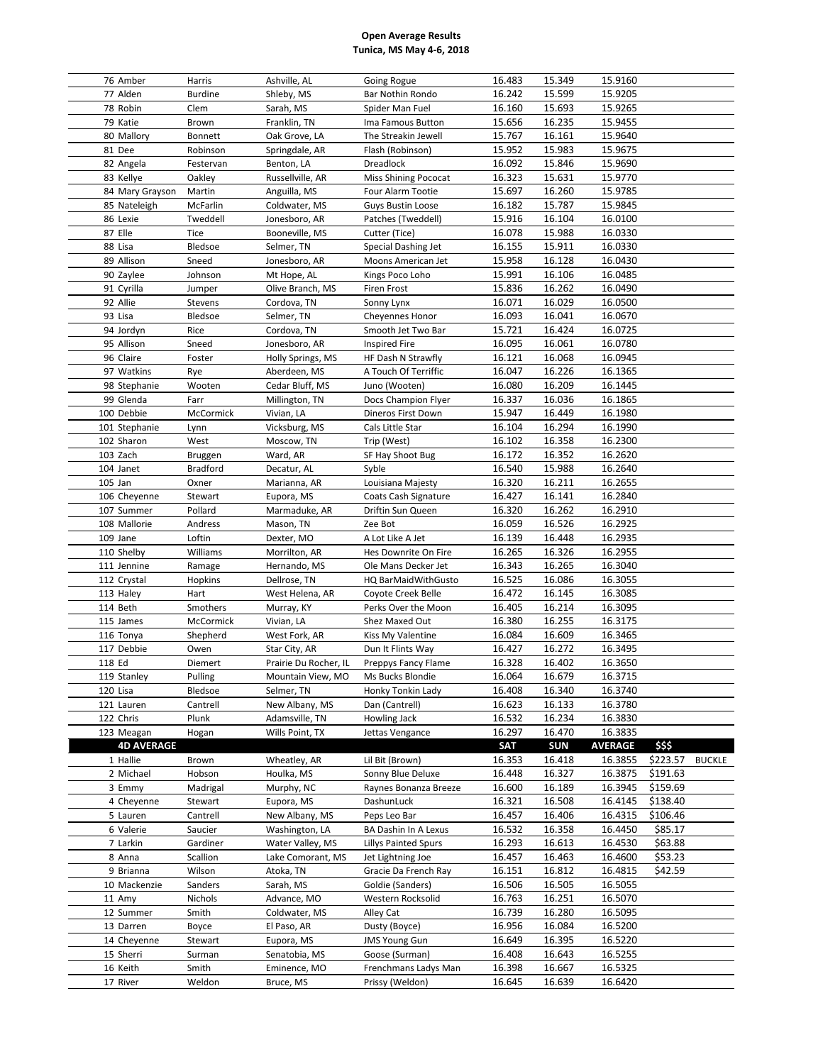**Open Average Results**
**Tunica, MS May 4-6, 2018**

| | | | | | | | | |
|---|---|---|---|---|---|---|---|---|
| 76 Amber | Harris | Ashville, AL | Going Rogue | 16.483 | 15.349 | 15.9160 | | |
| 77 Alden | Burdine | Shleby, MS | Bar Nothin Rondo | 16.242 | 15.599 | 15.9205 | | |
| 78 Robin | Clem | Sarah, MS | Spider Man Fuel | 16.160 | 15.693 | 15.9265 | | |
| 79 Katie | Brown | Franklin, TN | Ima Famous Button | 15.656 | 16.235 | 15.9455 | | |
| 80 Mallory | Bonnett | Oak Grove, LA | The Streakin Jewell | 15.767 | 16.161 | 15.9640 | | |
| 81 Dee | Robinson | Springdale, AR | Flash (Robinson) | 15.952 | 15.983 | 15.9675 | | |
| 82 Angela | Festervan | Benton, LA | Dreadlock | 16.092 | 15.846 | 15.9690 | | |
| 83 Kellye | Oakley | Russellville, AR | Miss Shining Pococat | 16.323 | 15.631 | 15.9770 | | |
| 84 Mary Grayson | Martin | Anguilla, MS | Four Alarm Tootie | 15.697 | 16.260 | 15.9785 | | |
| 85 Nateleigh | McFarlin | Coldwater, MS | Guys Bustin Loose | 16.182 | 15.787 | 15.9845 | | |
| 86 Lexie | Tweddell | Jonesboro, AR | Patches (Tweddell) | 15.916 | 16.104 | 16.0100 | | |
| 87 Elle | Tice | Booneville, MS | Cutter (Tice) | 16.078 | 15.988 | 16.0330 | | |
| 88 Lisa | Bledsoe | Selmer, TN | Special Dashing Jet | 16.155 | 15.911 | 16.0330 | | |
| 89 Allison | Sneed | Jonesboro, AR | Moons American Jet | 15.958 | 16.128 | 16.0430 | | |
| 90 Zaylee | Johnson | Mt Hope, AL | Kings Poco Loho | 15.991 | 16.106 | 16.0485 | | |
| 91 Cyrilla | Jumper | Olive Branch, MS | Firen Frost | 15.836 | 16.262 | 16.0490 | | |
| 92 Allie | Stevens | Cordova, TN | Sonny Lynx | 16.071 | 16.029 | 16.0500 | | |
| 93 Lisa | Bledsoe | Selmer, TN | Cheyennes Honor | 16.093 | 16.041 | 16.0670 | | |
| 94 Jordyn | Rice | Cordova, TN | Smooth Jet Two Bar | 15.721 | 16.424 | 16.0725 | | |
| 95 Allison | Sneed | Jonesboro, AR | Inspired Fire | 16.095 | 16.061 | 16.0780 | | |
| 96 Claire | Foster | Holly Springs, MS | HF Dash N Strawfly | 16.121 | 16.068 | 16.0945 | | |
| 97 Watkins | Rye | Aberdeen, MS | A Touch Of Terriffic | 16.047 | 16.226 | 16.1365 | | |
| 98 Stephanie | Wooten | Cedar Bluff, MS | Juno (Wooten) | 16.080 | 16.209 | 16.1445 | | |
| 99 Glenda | Farr | Millington, TN | Docs Champion Flyer | 16.337 | 16.036 | 16.1865 | | |
| 100 Debbie | McCormick | Vivian, LA | Dineros First Down | 15.947 | 16.449 | 16.1980 | | |
| 101 Stephanie | Lynn | Vicksburg, MS | Cals Little Star | 16.104 | 16.294 | 16.1990 | | |
| 102 Sharon | West | Moscow, TN | Trip (West) | 16.102 | 16.358 | 16.2300 | | |
| 103 Zach | Bruggen | Ward, AR | SF Hay Shoot Bug | 16.172 | 16.352 | 16.2620 | | |
| 104 Janet | Bradford | Decatur, AL | Syble | 16.540 | 15.988 | 16.2640 | | |
| 105 Jan | Oxner | Marianna, AR | Louisiana Majesty | 16.320 | 16.211 | 16.2655 | | |
| 106 Cheyenne | Stewart | Eupora, MS | Coats Cash Signature | 16.427 | 16.141 | 16.2840 | | |
| 107 Summer | Pollard | Marmaduke, AR | Driftin Sun Queen | 16.320 | 16.262 | 16.2910 | | |
| 108 Mallorie | Andress | Mason, TN | Zee Bot | 16.059 | 16.526 | 16.2925 | | |
| 109 Jane | Loftin | Dexter, MO | A Lot Like A Jet | 16.139 | 16.448 | 16.2935 | | |
| 110 Shelby | Williams | Morrilton, AR | Hes Downrite On Fire | 16.265 | 16.326 | 16.2955 | | |
| 111 Jennine | Ramage | Hernando, MS | Ole Mans Decker Jet | 16.343 | 16.265 | 16.3040 | | |
| 112 Crystal | Hopkins | Dellrose, TN | HQ BarMaidWithGusto | 16.525 | 16.086 | 16.3055 | | |
| 113 Haley | Hart | West Helena, AR | Coyote Creek Belle | 16.472 | 16.145 | 16.3085 | | |
| 114 Beth | Smothers | Murray, KY | Perks Over the Moon | 16.405 | 16.214 | 16.3095 | | |
| 115 James | McCormick | Vivian, LA | Shez Maxed Out | 16.380 | 16.255 | 16.3175 | | |
| 116 Tonya | Shepherd | West Fork, AR | Kiss My Valentine | 16.084 | 16.609 | 16.3465 | | |
| 117 Debbie | Owen | Star City, AR | Dun It Flints Way | 16.427 | 16.272 | 16.3495 | | |
| 118 Ed | Diemert | Prairie Du Rocher, IL | Preppys Fancy Flame | 16.328 | 16.402 | 16.3650 | | |
| 119 Stanley | Pulling | Mountain View, MO | Ms Bucks Blondie | 16.064 | 16.679 | 16.3715 | | |
| 120 Lisa | Bledsoe | Selmer, TN | Honky Tonkin Lady | 16.408 | 16.340 | 16.3740 | | |
| 121 Lauren | Cantrell | New Albany, MS | Dan (Cantrell) | 16.623 | 16.133 | 16.3780 | | |
| 122 Chris | Plunk | Adamsville, TN | Howling Jack | 16.532 | 16.234 | 16.3830 | | |
| 123 Meagan | Hogan | Wills Point, TX | Jettas Vengance | 16.297 | 16.470 | 16.3835 | | |
| **4D AVERAGE** | | | | **SAT** | **SUN** | **AVERAGE** | **$$$** | |
| 1 Hallie | Brown | Wheatley, AR | Lil Bit (Brown) | 16.353 | 16.418 | 16.3855 | $223.57 | BUCKLE |
| 2 Michael | Hobson | Houlka, MS | Sonny Blue Deluxe | 16.448 | 16.327 | 16.3875 | $191.63 | |
| 3 Emmy | Madrigal | Murphy, NC | Raynes Bonanza Breeze | 16.600 | 16.189 | 16.3945 | $159.69 | |
| 4 Cheyenne | Stewart | Eupora, MS | DashunLuck | 16.321 | 16.508 | 16.4145 | $138.40 | |
| 5 Lauren | Cantrell | New Albany, MS | Peps Leo Bar | 16.457 | 16.406 | 16.4315 | $106.46 | |
| 6 Valerie | Saucier | Washington, LA | BA Dashin In A Lexus | 16.532 | 16.358 | 16.4450 | $85.17 | |
| 7 Larkin | Gardiner | Water Valley, MS | Lillys Painted Spurs | 16.293 | 16.613 | 16.4530 | $63.88 | |
| 8 Anna | Scallion | Lake Comorant, MS | Jet Lightning Joe | 16.457 | 16.463 | 16.4600 | $53.23 | |
| 9 Brianna | Wilson | Atoka, TN | Gracie Da French Ray | 16.151 | 16.812 | 16.4815 | $42.59 | |
| 10 Mackenzie | Sanders | Sarah, MS | Goldie (Sanders) | 16.506 | 16.505 | 16.5055 | | |
| 11 Amy | Nichols | Advance, MO | Western Rocksolid | 16.763 | 16.251 | 16.5070 | | |
| 12 Summer | Smith | Coldwater, MS | Alley Cat | 16.739 | 16.280 | 16.5095 | | |
| 13 Darren | Boyce | El Paso, AR | Dusty (Boyce) | 16.956 | 16.084 | 16.5200 | | |
| 14 Cheyenne | Stewart | Eupora, MS | JMS Young Gun | 16.649 | 16.395 | 16.5220 | | |
| 15 Sherri | Surman | Senatobia, MS | Goose (Surman) | 16.408 | 16.643 | 16.5255 | | |
| 16 Keith | Smith | Eminence, MO | Frenchmans Ladys Man | 16.398 | 16.667 | 16.5325 | | |
| 17 River | Weldon | Bruce, MS | Prissy (Weldon) | 16.645 | 16.639 | 16.6420 | | |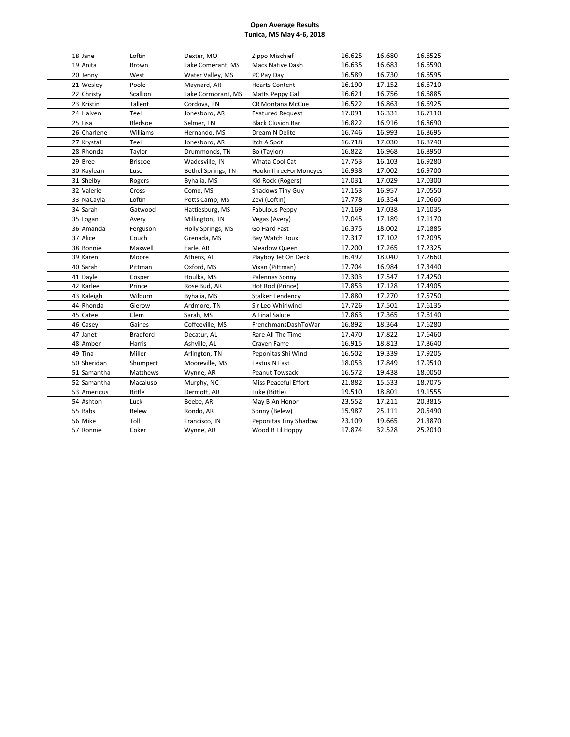**Open Average Results**
**Tunica, MS May 4-6, 2018**

| | | | | | | | |
|---|---|---|---|---|---|---|---|
| 18 | Jane | Loftin | Dexter, MO | Zippo Mischief | 16.625 | 16.680 | 16.6525 |
| 19 | Anita | Brown | Lake Comerant, MS | Macs Native Dash | 16.635 | 16.683 | 16.6590 |
| 20 | Jenny | West | Water Valley, MS | PC Pay Day | 16.589 | 16.730 | 16.6595 |
| 21 | Wesley | Poole | Maynard, AR | Hearts Content | 16.190 | 17.152 | 16.6710 |
| 22 | Christy | Scallion | Lake Cormorant, MS | Matts Peppy Gal | 16.621 | 16.756 | 16.6885 |
| 23 | Kristin | Tallent | Cordova, TN | CR Montana McCue | 16.522 | 16.863 | 16.6925 |
| 24 | Haiven | Teel | Jonesboro, AR | Featured Request | 17.091 | 16.331 | 16.7110 |
| 25 | Lisa | Bledsoe | Selmer, TN | Black Clusion Bar | 16.822 | 16.916 | 16.8690 |
| 26 | Charlene | Williams | Hernando, MS | Dream N Delite | 16.746 | 16.993 | 16.8695 |
| 27 | Krystal | Teel | Jonesboro, AR | Itch A Spot | 16.718 | 17.030 | 16.8740 |
| 28 | Rhonda | Taylor | Drummonds, TN | Bo (Taylor) | 16.822 | 16.968 | 16.8950 |
| 29 | Bree | Briscoe | Wadesville, IN | Whata Cool Cat | 17.753 | 16.103 | 16.9280 |
| 30 | Kaylean | Luse | Bethel Springs, TN | HooknThreeForMoneyes | 16.938 | 17.002 | 16.9700 |
| 31 | Shelby | Rogers | Byhalia, MS | Kid Rock (Rogers) | 17.031 | 17.029 | 17.0300 |
| 32 | Valerie | Cross | Como, MS | Shadows Tiny Guy | 17.153 | 16.957 | 17.0550 |
| 33 | NaCayla | Loftin | Potts Camp, MS | Zevi (Loftin) | 17.778 | 16.354 | 17.0660 |
| 34 | Sarah | Gatwood | Hattiesburg, MS | Fabulous Peppy | 17.169 | 17.038 | 17.1035 |
| 35 | Logan | Avery | Millington, TN | Vegas (Avery) | 17.045 | 17.189 | 17.1170 |
| 36 | Amanda | Ferguson | Holly Springs, MS | Go Hard Fast | 16.375 | 18.002 | 17.1885 |
| 37 | Alice | Couch | Grenada, MS | Bay Watch Roux | 17.317 | 17.102 | 17.2095 |
| 38 | Bonnie | Maxwell | Earle, AR | Meadow Queen | 17.200 | 17.265 | 17.2325 |
| 39 | Karen | Moore | Athens, AL | Playboy Jet On Deck | 16.492 | 18.040 | 17.2660 |
| 40 | Sarah | Pittman | Oxford, MS | Vixan (Pittman) | 17.704 | 16.984 | 17.3440 |
| 41 | Dayle | Cosper | Houlka, MS | Palennas Sonny | 17.303 | 17.547 | 17.4250 |
| 42 | Karlee | Prince | Rose Bud, AR | Hot Rod (Prince) | 17.853 | 17.128 | 17.4905 |
| 43 | Kaleigh | Wilburn | Byhalia, MS | Stalker Tendency | 17.880 | 17.270 | 17.5750 |
| 44 | Rhonda | Gierow | Ardmore, TN | Sir Leo Whirlwind | 17.726 | 17.501 | 17.6135 |
| 45 | Catee | Clem | Sarah, MS | A Final Salute | 17.863 | 17.365 | 17.6140 |
| 46 | Casey | Gaines | Coffeeville, MS | FrenchmansDashToWar | 16.892 | 18.364 | 17.6280 |
| 47 | Janet | Bradford | Decatur, AL | Rare All The Time | 17.470 | 17.822 | 17.6460 |
| 48 | Amber | Harris | Ashville, AL | Craven Fame | 16.915 | 18.813 | 17.8640 |
| 49 | Tina | Miller | Arlington, TN | Peponitas Shi Wind | 16.502 | 19.339 | 17.9205 |
| 50 | Sheridan | Shumpert | Mooreville, MS | Festus N Fast | 18.053 | 17.849 | 17.9510 |
| 51 | Samantha | Matthews | Wynne, AR | Peanut Towsack | 16.572 | 19.438 | 18.0050 |
| 52 | Samantha | Macaluso | Murphy, NC | Miss Peaceful Effort | 21.882 | 15.533 | 18.7075 |
| 53 | Americus | Bittle | Dermott, AR | Luke (Bittle) | 19.510 | 18.801 | 19.1555 |
| 54 | Ashton | Luck | Beebe, AR | May B An Honor | 23.552 | 17.211 | 20.3815 |
| 55 | Babs | Belew | Rondo, AR | Sonny (Belew) | 15.987 | 25.111 | 20.5490 |
| 56 | Mike | Toll | Francisco, IN | Peponitas Tiny Shadow | 23.109 | 19.665 | 21.3870 |
| 57 | Ronnie | Coker | Wynne, AR | Wood B Lil Hoppy | 17.874 | 32.528 | 25.2010 |